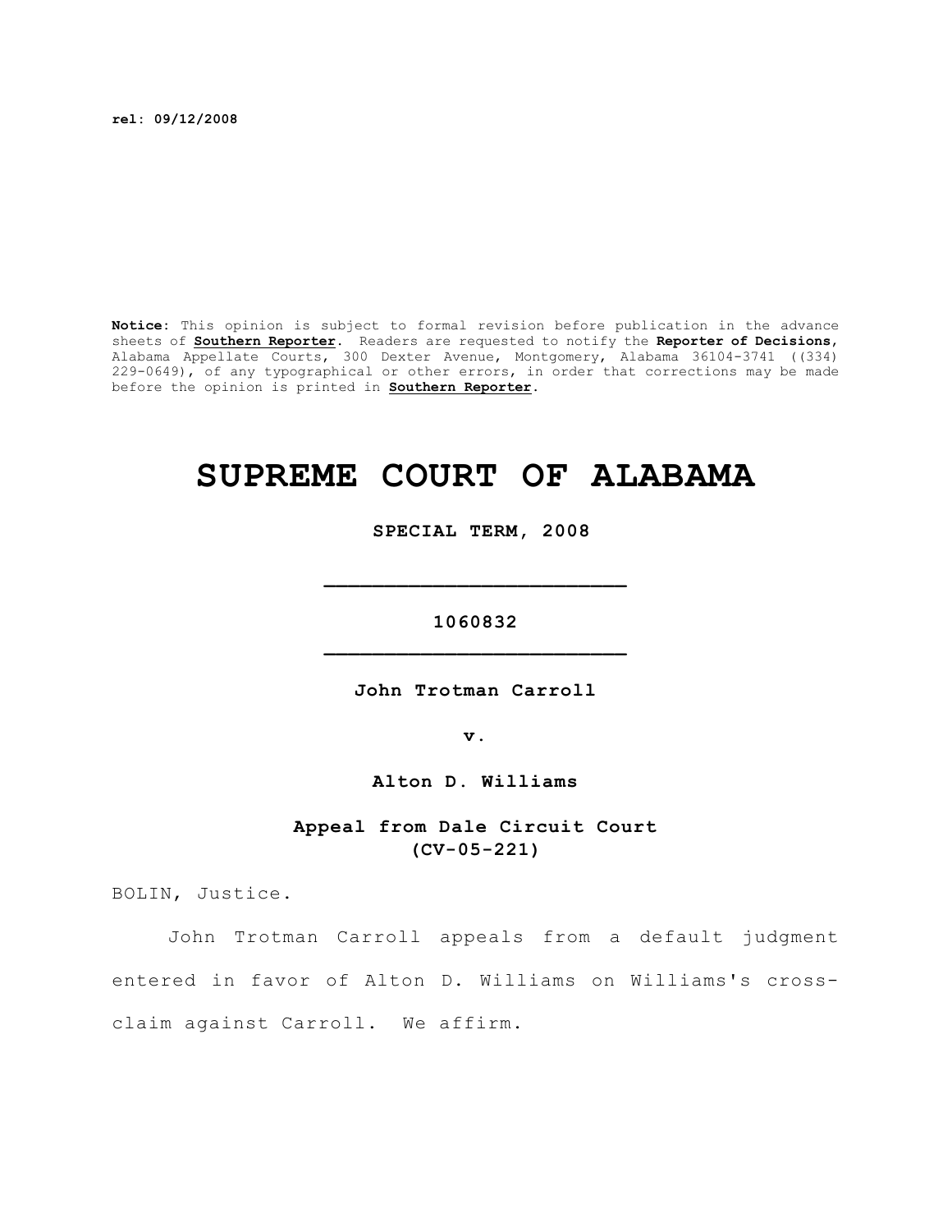**rel: 09/12/2008**

**Notice:** This opinion is subject to formal revision before publication in the advance sheets of **Southern Reporter**. Readers are requested to notify the **Reporter of Decisions**, Alabama Appellate Courts, 300 Dexter Avenue, Montgomery, Alabama 36104-3741 ((334) 229-0649), of any typographical or other errors, in order that corrections may be made before the opinion is printed in **Southern Reporter**.

# SUPREME COURT OF ALABAMA

**SPECIAL TERM, 2008**

---

**1060832**

---

**John Trotman Carroll**

**v.**

**Alton D. Williams**

**Appeal from Dale Circuit Court**
**(CV-05-221)**

BOLIN, Justice.

John Trotman Carroll appeals from a default judgment entered in favor of Alton D. Williams on Williams's cross-claim against Carroll. We affirm.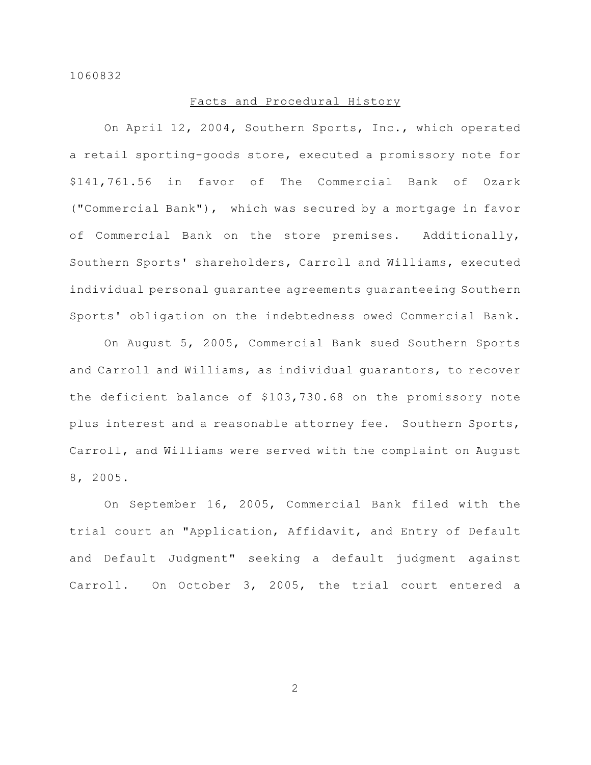## Facts and Procedural History

On April 12, 2004, Southern Sports, Inc., which operated a retail sporting-goods store, executed a promissory note for $141,761.56 in favor of The Commercial Bank of Ozark ("Commercial Bank"), which was secured by a mortgage in favor of Commercial Bank on the store premises. Additionally, Southern Sports' shareholders, Carroll and Williams, executed individual personal guarantee agreements guaranteeing Southern Sports' obligation on the indebtedness owed Commercial Bank.

On August 5, 2005, Commercial Bank sued Southern Sports and Carroll and Williams, as individual guarantors, to recover the deficient balance of $103,730.68 on the promissory note plus interest and a reasonable attorney fee. Southern Sports, Carroll, and Williams were served with the complaint on August 8, 2005.

On September 16, 2005, Commercial Bank filed with the trial court an "Application, Affidavit, and Entry of Default and Default Judgment" seeking a default judgment against Carroll. On October 3, 2005, the trial court entered a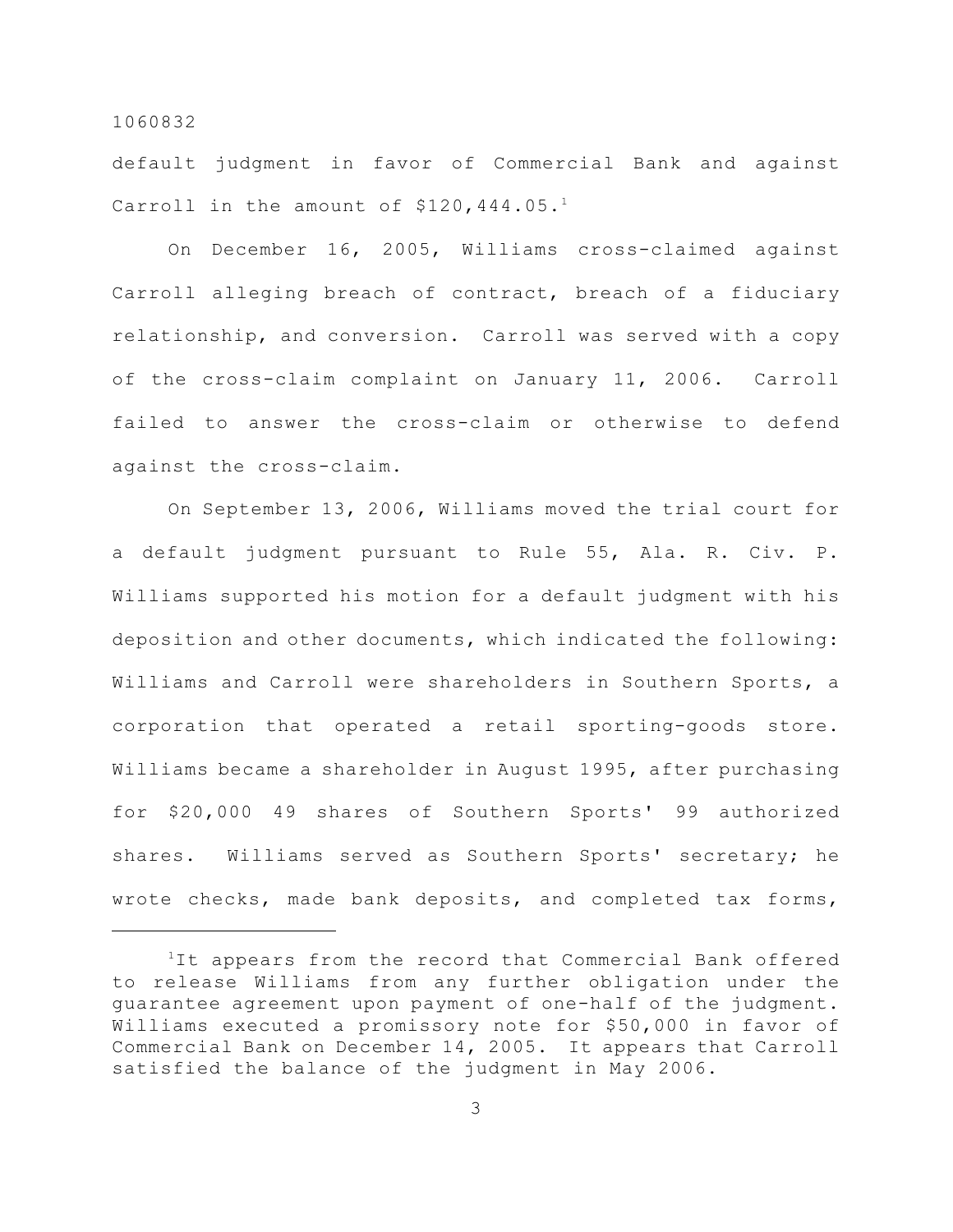default judgment in favor of Commercial Bank and against Carroll in the amount of $120,444.05.[1]

On December 16, 2005, Williams cross-claimed against Carroll alleging breach of contract, breach of a fiduciary relationship, and conversion. Carroll was served with a copy of the cross-claim complaint on January 11, 2006. Carroll failed to answer the cross-claim or otherwise to defend against the cross-claim.

On September 13, 2006, Williams moved the trial court for a default judgment pursuant to Rule 55, Ala. R. Civ. P. Williams supported his motion for a default judgment with his deposition and other documents, which indicated the following: Williams and Carroll were shareholders in Southern Sports, a corporation that operated a retail sporting-goods store. Williams became a shareholder in August 1995, after purchasing for $20,000 49 shares of Southern Sports' 99 authorized shares. Williams served as Southern Sports' secretary; he wrote checks, made bank deposits, and completed tax forms,

---

[1]It appears from the record that Commercial Bank offered to release Williams from any further obligation under the guarantee agreement upon payment of one-half of the judgment. Williams executed a promissory note for $50,000 in favor of Commercial Bank on December 14, 2005. It appears that Carroll satisfied the balance of the judgment in May 2006.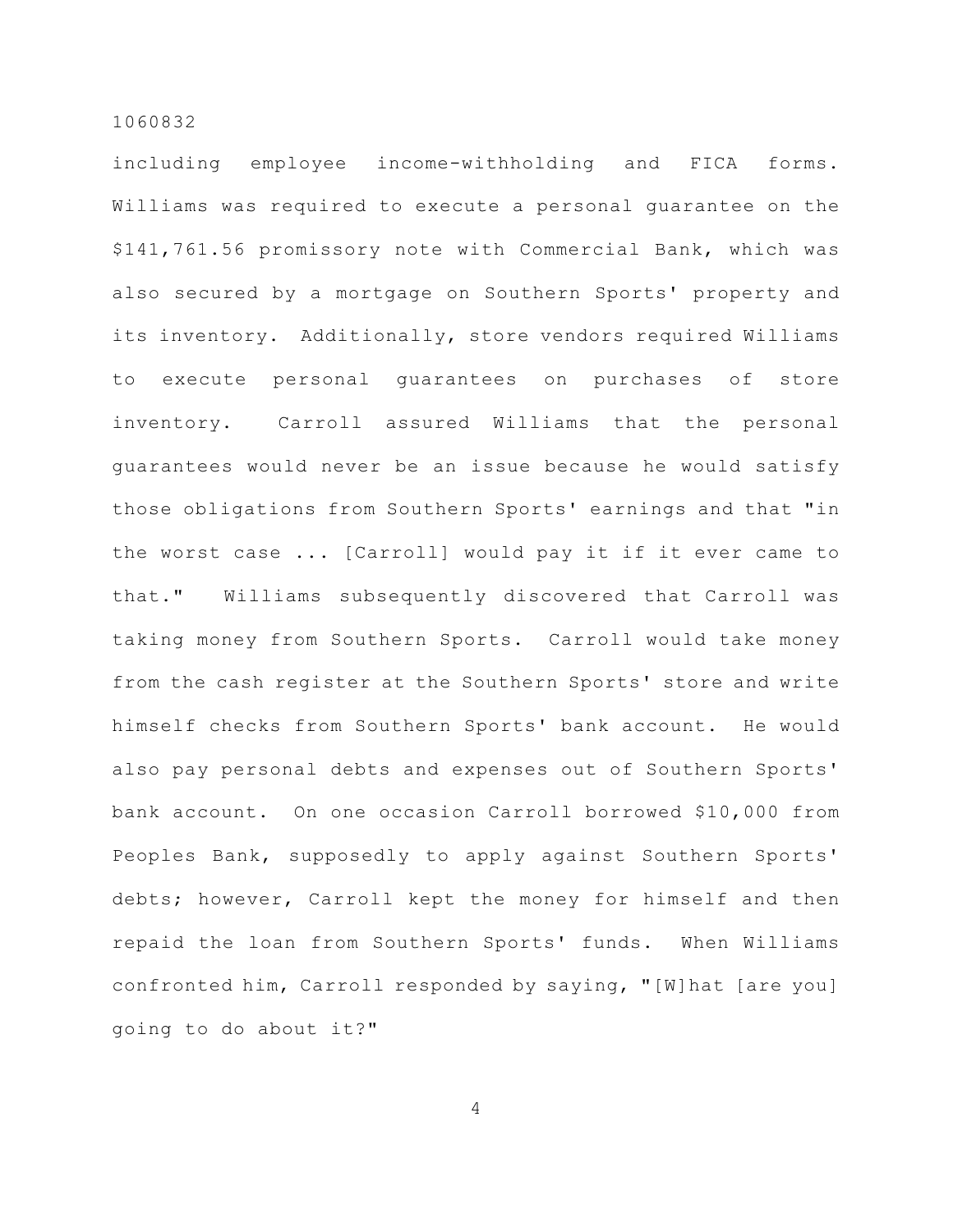including employee income-withholding and FICA forms. Williams was required to execute a personal guarantee on the $141,761.56 promissory note with Commercial Bank, which was also secured by a mortgage on Southern Sports' property and its inventory. Additionally, store vendors required Williams to execute personal guarantees on purchases of store inventory. Carroll assured Williams that the personal guarantees would never be an issue because he would satisfy those obligations from Southern Sports' earnings and that "in the worst case ... [Carroll] would pay it if it ever came to that." Williams subsequently discovered that Carroll was taking money from Southern Sports. Carroll would take money from the cash register at the Southern Sports' store and write himself checks from Southern Sports' bank account. He would also pay personal debts and expenses out of Southern Sports' bank account. On one occasion Carroll borrowed $10,000 from Peoples Bank, supposedly to apply against Southern Sports' debts; however, Carroll kept the money for himself and then repaid the loan from Southern Sports' funds. When Williams confronted him, Carroll responded by saying, "[W]hat [are you] going to do about it?"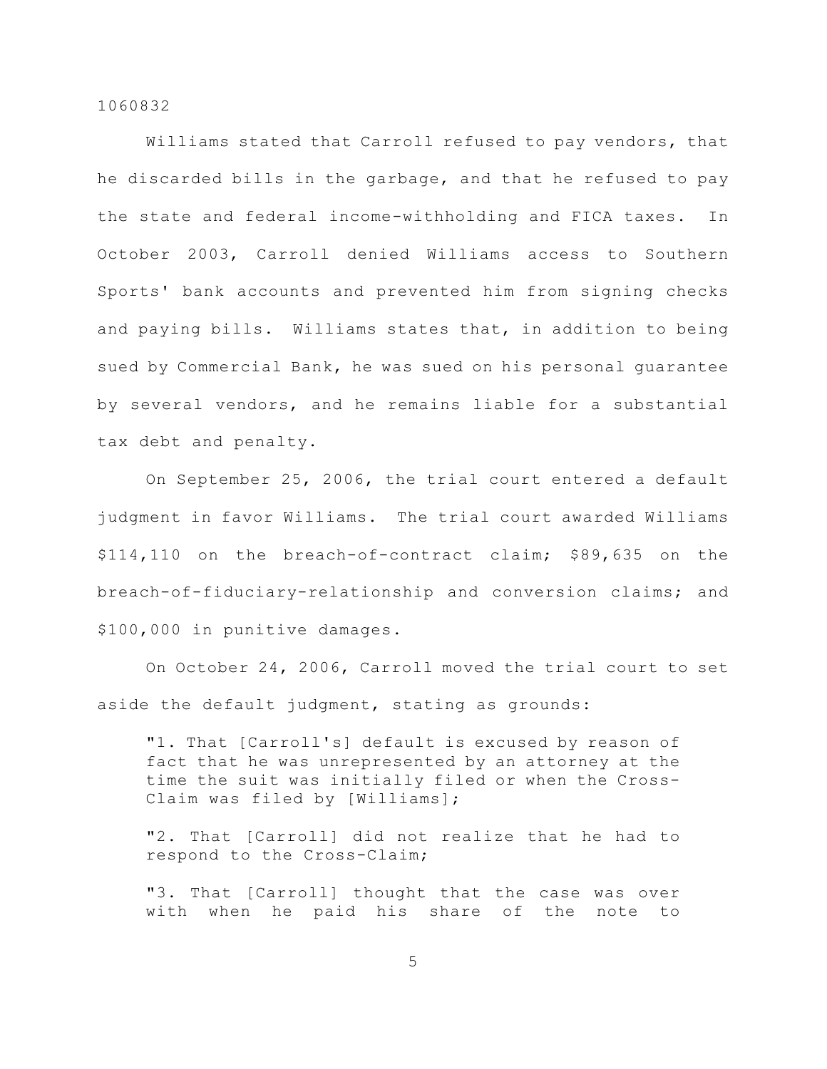Williams stated that Carroll refused to pay vendors, that he discarded bills in the garbage, and that he refused to pay the state and federal income-withholding and FICA taxes. In October 2003, Carroll denied Williams access to Southern Sports' bank accounts and prevented him from signing checks and paying bills. Williams states that, in addition to being sued by Commercial Bank, he was sued on his personal guarantee by several vendors, and he remains liable for a substantial tax debt and penalty.

On September 25, 2006, the trial court entered a default judgment in favor Williams. The trial court awarded Williams $114,110 on the breach-of-contract claim; $89,635 on the breach-of-fiduciary-relationship and conversion claims; and $100,000 in punitive damages.

On October 24, 2006, Carroll moved the trial court to set aside the default judgment, stating as grounds:

> "1. That [Carroll's] default is excused by reason of fact that he was unrepresented by an attorney at the time the suit was initially filed or when the Cross-Claim was filed by [Williams];
>
> "2. That [Carroll] did not realize that he had to respond to the Cross-Claim;
>
> "3. That [Carroll] thought that the case was over with when he paid his share of the note to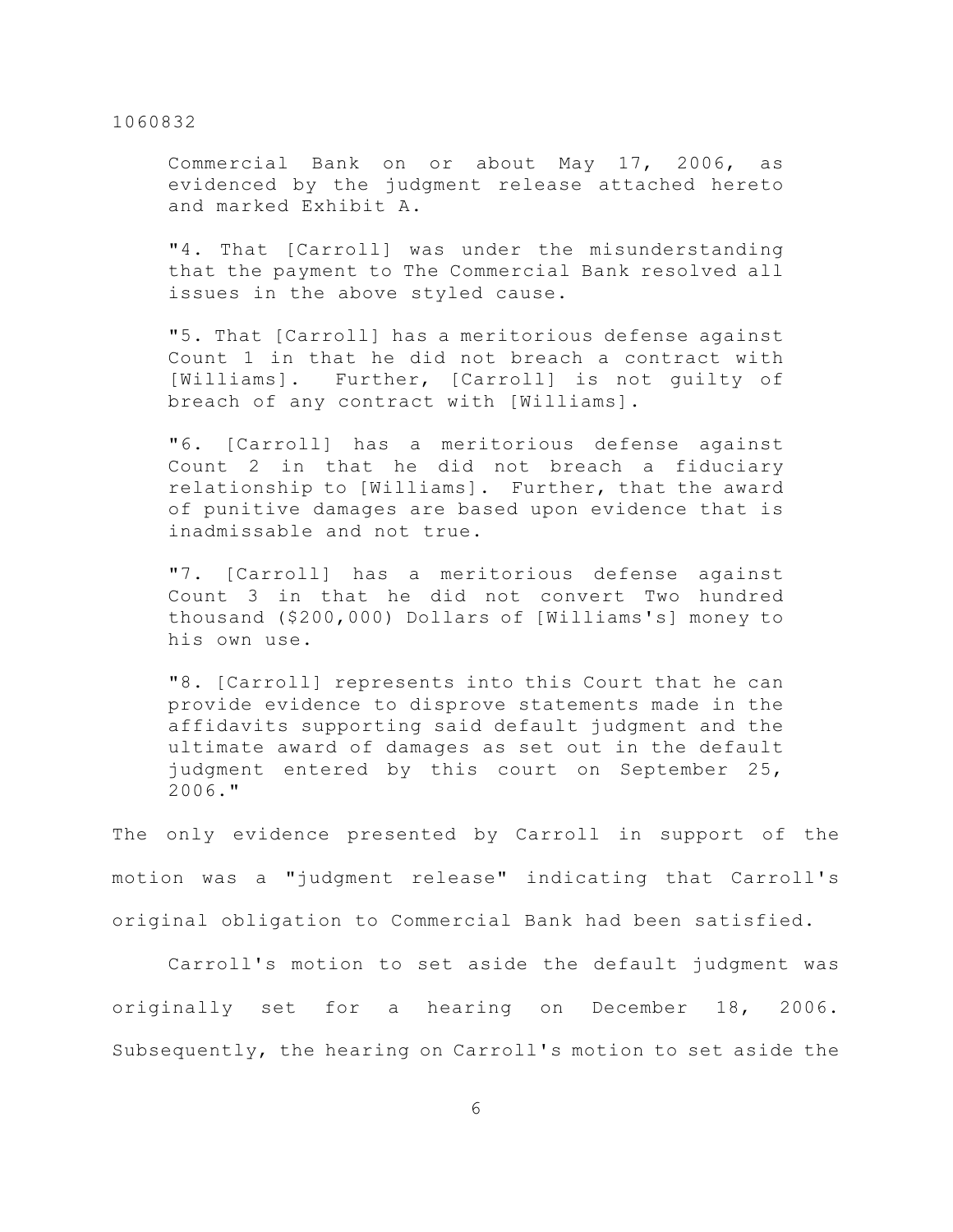> Commercial Bank on or about May 17, 2006, as evidenced by the judgment release attached hereto and marked Exhibit A.
>
> "4. That [Carroll] was under the misunderstanding that the payment to The Commercial Bank resolved all issues in the above styled cause.
>
> "5. That [Carroll] has a meritorious defense against Count 1 in that he did not breach a contract with [Williams]. Further, [Carroll] is not guilty of breach of any contract with [Williams].
>
> "6. [Carroll] has a meritorious defense against Count 2 in that he did not breach a fiduciary relationship to [Williams]. Further, that the award of punitive damages are based upon evidence that is inadmissable and not true.
>
> "7. [Carroll] has a meritorious defense against Count 3 in that he did not convert Two hundred thousand ($200,000) Dollars of [Williams's] money to his own use.
>
> "8. [Carroll] represents into this Court that he can provide evidence to disprove statements made in the affidavits supporting said default judgment and the ultimate award of damages as set out in the default judgment entered by this court on September 25, 2006."

The only evidence presented by Carroll in support of the motion was a "judgment release" indicating that Carroll's original obligation to Commercial Bank had been satisfied.

Carroll's motion to set aside the default judgment was originally set for a hearing on December 18, 2006. Subsequently, the hearing on Carroll's motion to set aside the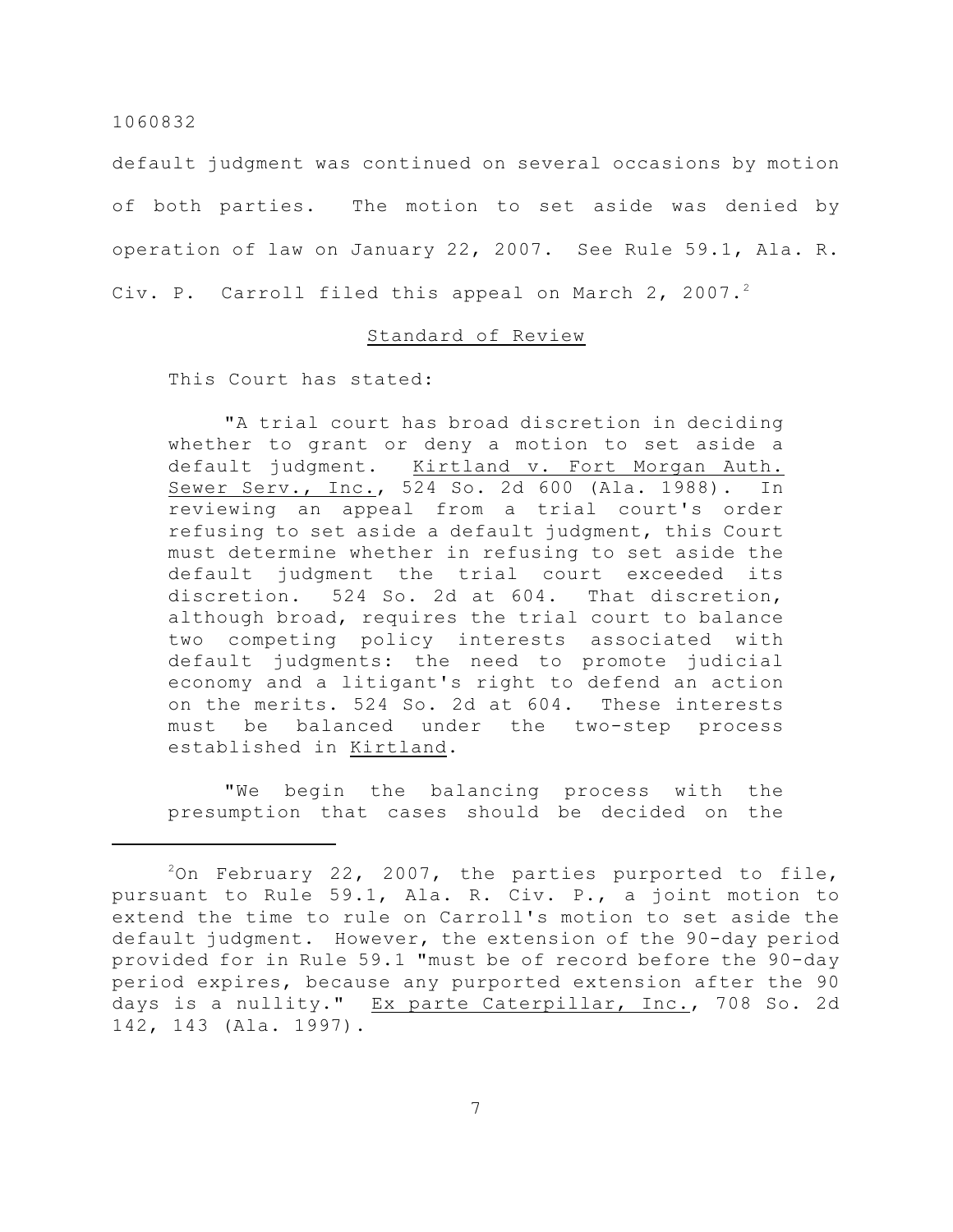default judgment was continued on several occasions by motion of both parties. The motion to set aside was denied by operation of law on January 22, 2007. See Rule 59.1, Ala. R. Civ. P. Carroll filed this appeal on March 2, 2007.[2]

## Standard of Review

This Court has stated:

> "A trial court has broad discretion in deciding whether to grant or deny a motion to set aside a default judgment. Kirtland v. Fort Morgan Auth. Sewer Serv., Inc., 524 So. 2d 600 (Ala. 1988). In reviewing an appeal from a trial court's order refusing to set aside a default judgment, this Court must determine whether in refusing to set aside the default judgment the trial court exceeded its discretion. 524 So. 2d at 604. That discretion, although broad, requires the trial court to balance two competing policy interests associated with default judgments: the need to promote judicial economy and a litigant's right to defend an action on the merits. 524 So. 2d at 604. These interests must be balanced under the two-step process established in Kirtland.
>
> "We begin the balancing process with the presumption that cases should be decided on the

---

[2]On February 22, 2007, the parties purported to file, pursuant to Rule 59.1, Ala. R. Civ. P., a joint motion to extend the time to rule on Carroll's motion to set aside the default judgment. However, the extension of the 90-day period provided for in Rule 59.1 "must be of record before the 90-day period expires, because any purported extension after the 90 days is a nullity." Ex parte Caterpillar, Inc., 708 So. 2d 142, 143 (Ala. 1997).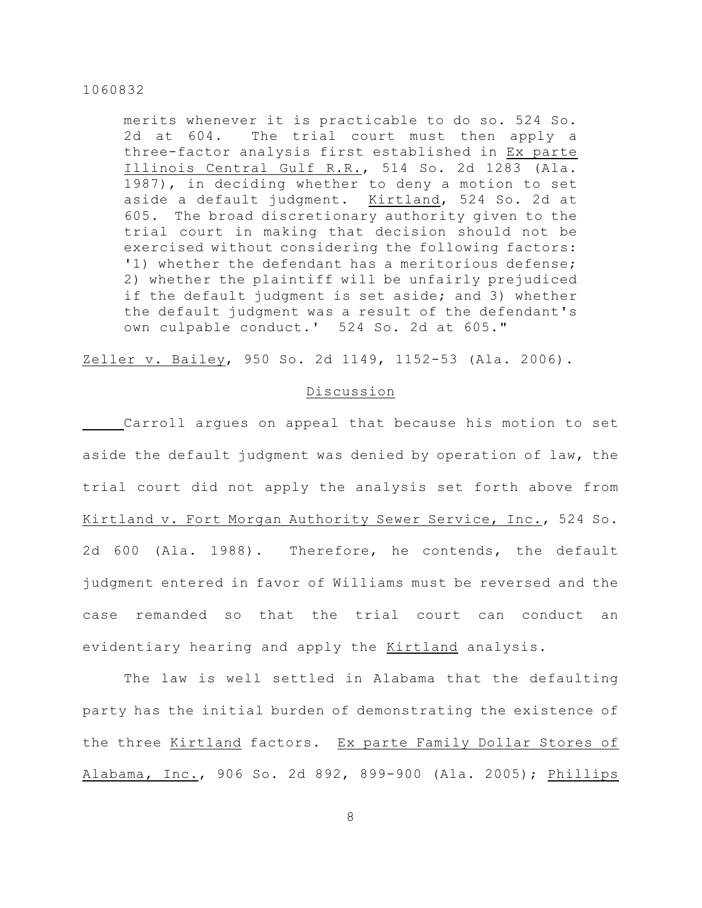merits whenever it is practicable to do so. 524 So. 2d at 604. The trial court must then apply a three-factor analysis first established in Ex parte Illinois Central Gulf R.R., 514 So. 2d 1283 (Ala. 1987), in deciding whether to deny a motion to set aside a default judgment. Kirtland, 524 So. 2d at 605. The broad discretionary authority given to the trial court in making that decision should not be exercised without considering the following factors: '1) whether the defendant has a meritorious defense; 2) whether the plaintiff will be unfairly prejudiced if the default judgment is set aside; and 3) whether the default judgment was a result of the defendant's own culpable conduct.' 524 So. 2d at 605."

Zeller v. Bailey, 950 So. 2d 1149, 1152-53 (Ala. 2006).

## Discussion

Carroll argues on appeal that because his motion to set aside the default judgment was denied by operation of law, the trial court did not apply the analysis set forth above from Kirtland v. Fort Morgan Authority Sewer Service, Inc., 524 So. 2d 600 (Ala. 1988). Therefore, he contends, the default judgment entered in favor of Williams must be reversed and the case remanded so that the trial court can conduct an evidentiary hearing and apply the Kirtland analysis.

The law is well settled in Alabama that the defaulting party has the initial burden of demonstrating the existence of the three Kirtland factors. Ex parte Family Dollar Stores of Alabama, Inc., 906 So. 2d 892, 899-900 (Ala. 2005); Phillips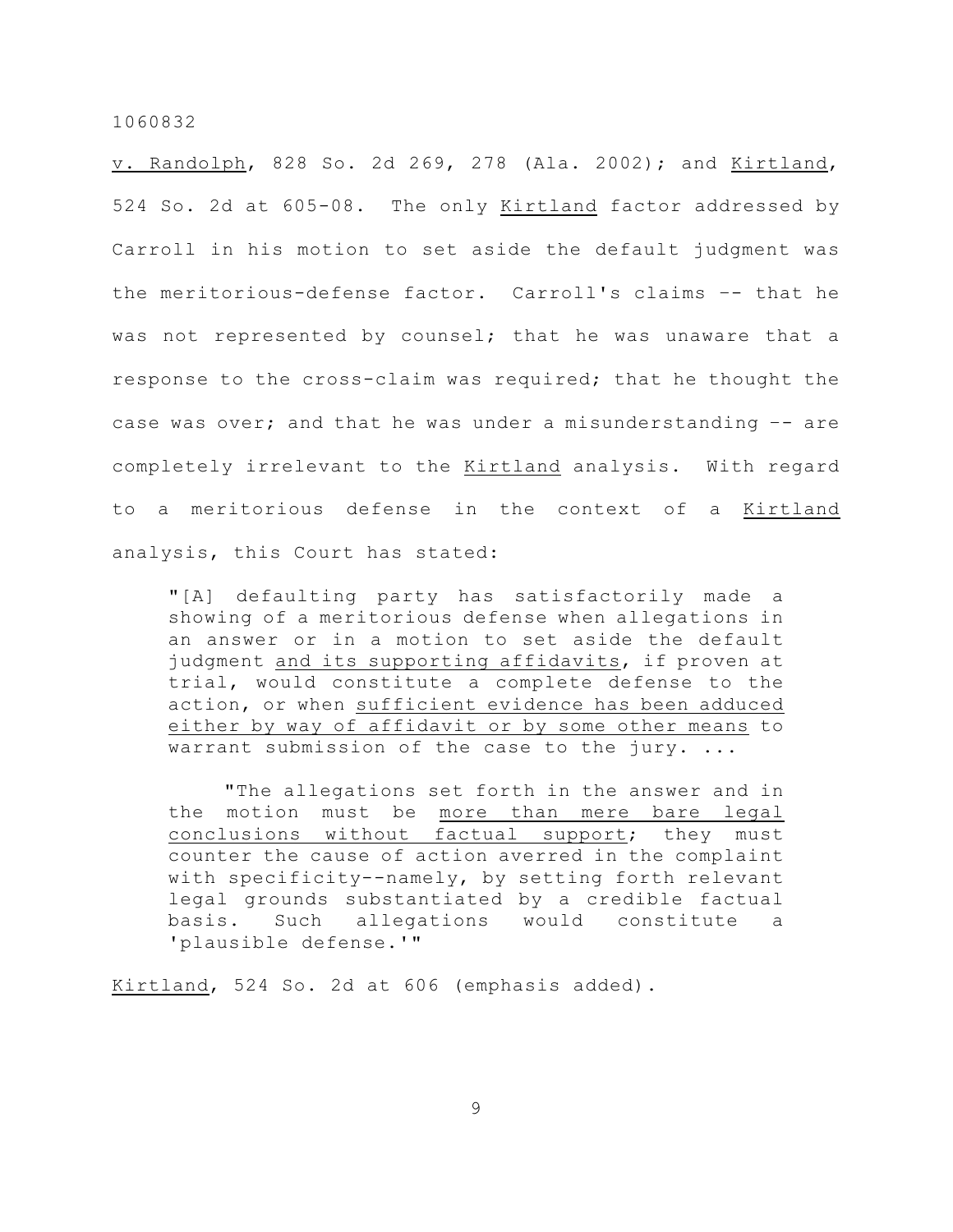v. Randolph, 828 So. 2d 269, 278 (Ala. 2002); and Kirtland, 524 So. 2d at 605-08. The only Kirtland factor addressed by Carroll in his motion to set aside the default judgment was the meritorious-defense factor. Carroll's claims -- that he was not represented by counsel; that he was unaware that a response to the cross-claim was required; that he thought the case was over; and that he was under a misunderstanding -- are completely irrelevant to the Kirtland analysis. With regard to a meritorious defense in the context of a Kirtland analysis, this Court has stated:

> "[A] defaulting party has satisfactorily made a showing of a meritorious defense when allegations in an answer or in a motion to set aside the default judgment <u>and its supporting affidavits</u>, if proven at trial, would constitute a complete defense to the action, or when <u>sufficient evidence has been adduced either by way of affidavit or by some other means</u> to warrant submission of the case to the jury. ...
>
> "The allegations set forth in the answer and in the motion must be <u>more than mere bare legal conclusions without factual support</u>; they must counter the cause of action averred in the complaint with specificity--namely, by setting forth relevant legal grounds substantiated by a credible factual basis. Such allegations would constitute a 'plausible defense.'"

Kirtland, 524 So. 2d at 606 (emphasis added).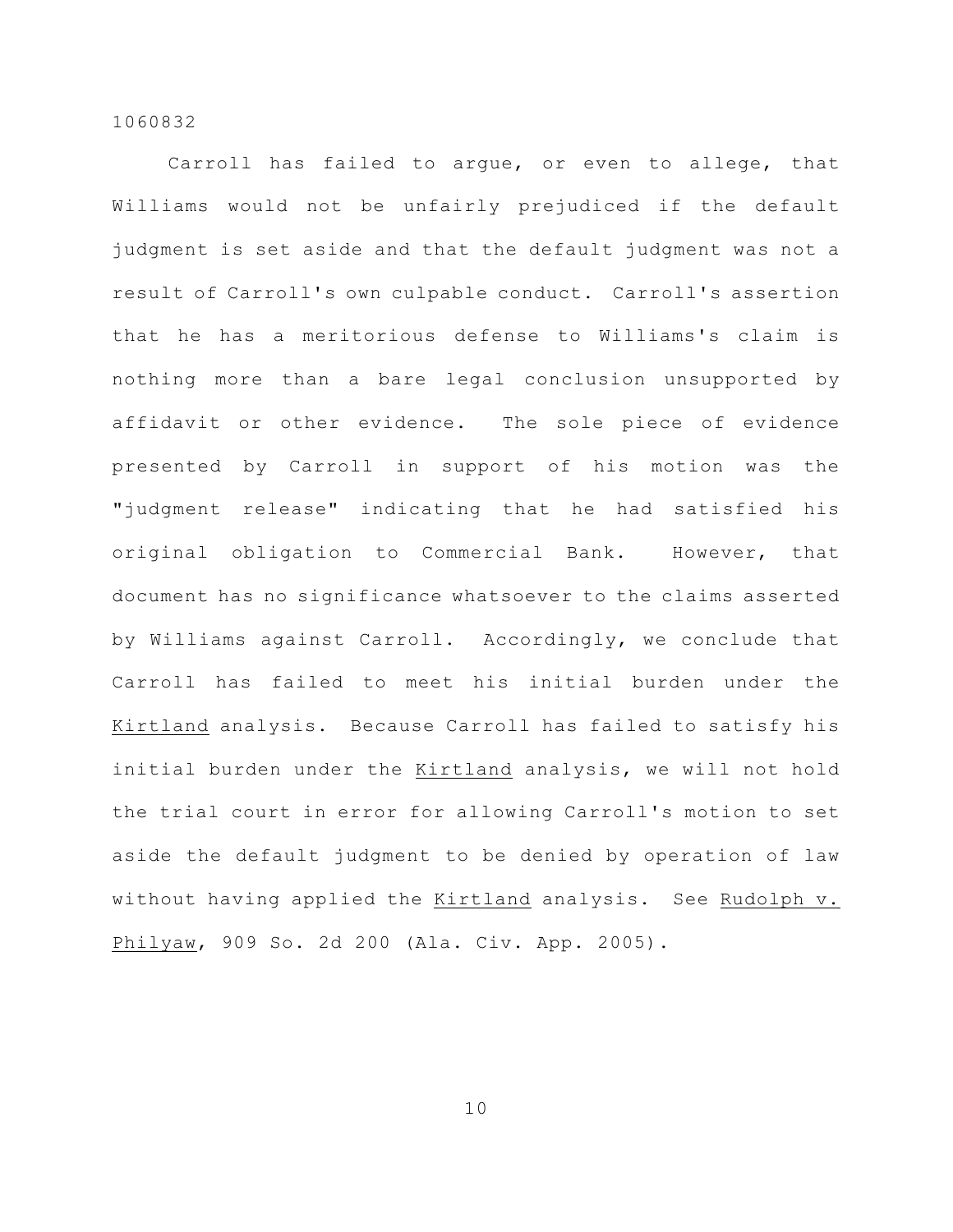Carroll has failed to argue, or even to allege, that Williams would not be unfairly prejudiced if the default judgment is set aside and that the default judgment was not a result of Carroll's own culpable conduct. Carroll's assertion that he has a meritorious defense to Williams's claim is nothing more than a bare legal conclusion unsupported by affidavit or other evidence. The sole piece of evidence presented by Carroll in support of his motion was the "judgment release" indicating that he had satisfied his original obligation to Commercial Bank. However, that document has no significance whatsoever to the claims asserted by Williams against Carroll. Accordingly, we conclude that Carroll has failed to meet his initial burden under the Kirtland analysis. Because Carroll has failed to satisfy his initial burden under the Kirtland analysis, we will not hold the trial court in error for allowing Carroll's motion to set aside the default judgment to be denied by operation of law without having applied the Kirtland analysis. See Rudolph v. Philyaw, 909 So. 2d 200 (Ala. Civ. App. 2005).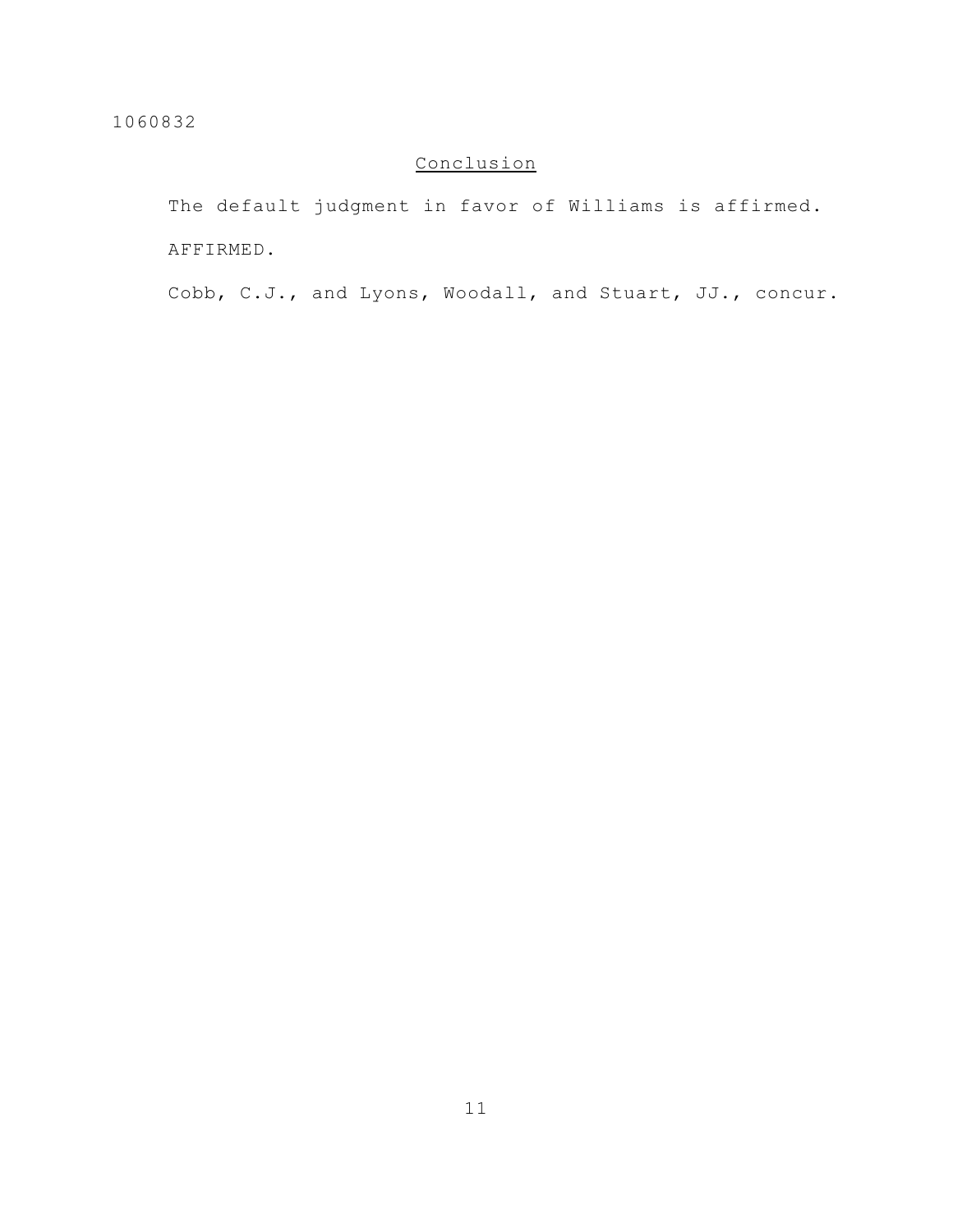## Conclusion

The default judgment in favor of Williams is affirmed.

AFFIRMED.

Cobb, C.J., and Lyons, Woodall, and Stuart, JJ., concur.